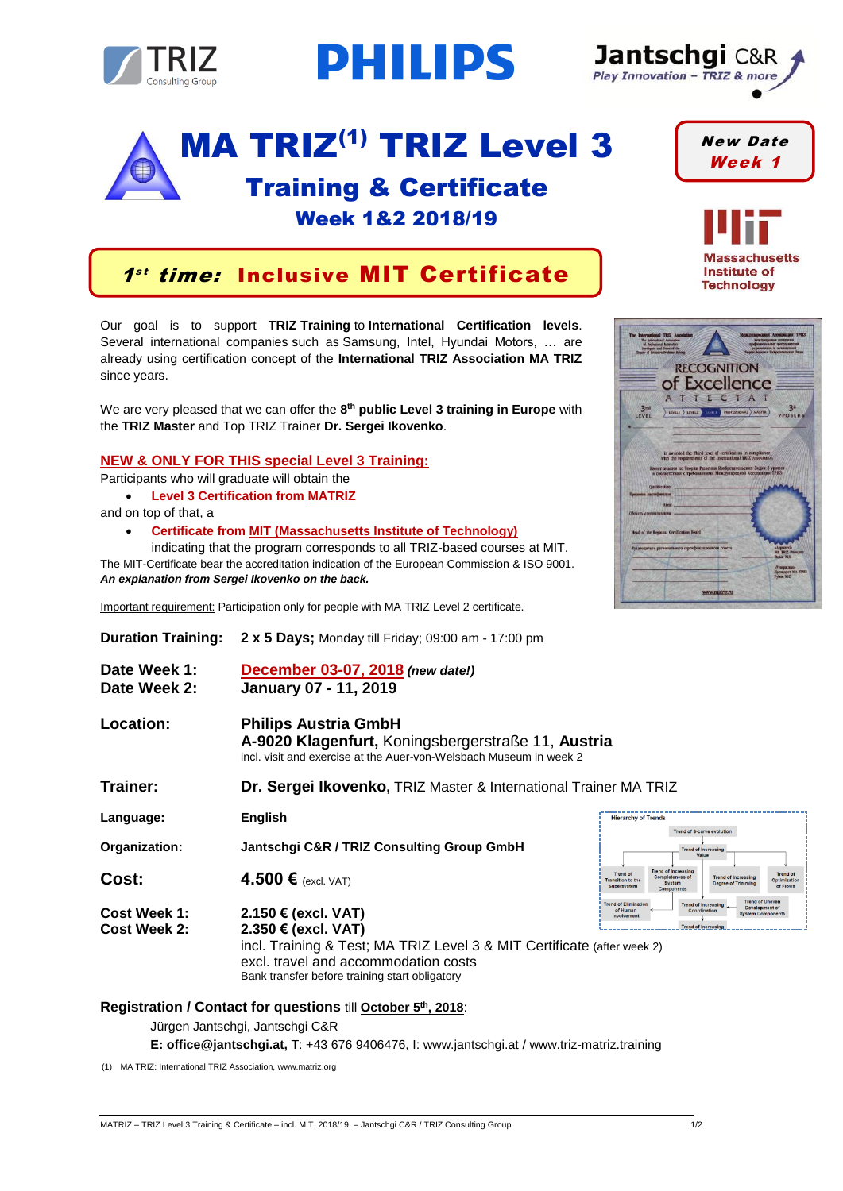# MA TRIZ[1] TRIZ Level 3

## Training & Certificate

### Week 1&2 2018/19

**New Date Week 1**

**1st time: Inclusive MIT Certificate**

Our goal is to support **TRIZ Training** to **International Certification levels**. Several international companies such as Samsung, Intel, Hyundai Motors, … are already using certification concept of the **International TRIZ Association MA TRIZ** since years.

We are very pleased that we can offer the **8th public Level 3 training in Europe** with the **TRIZ Master** and Top TRIZ Trainer **Dr. Sergei Ikovenko**.

**NEW & ONLY FOR THIS special Level 3 Training:**

Participants who will graduate will obtain the

- **Level 3 Certification from MATRIZ**

and on top of that, a

- **Certificate from MIT (Massachusetts Institute of Technology)**
  indicating that the program corresponds to all TRIZ-based courses at MIT.

The MIT-Certificate bear the accreditation indication of the European Commission & ISO 9001.
***An explanation from Sergei Ikovenko on the back.***

Important requirement: Participation only for people with MA TRIZ Level 2 certificate.

**Duration Training:** **2 x 5 Days;** Monday till Friday; 09:00 am - 17:00 pm

**Date Week 1:** **December 03-07, 2018** ***(new date!)***
**Date Week 2:** **January 07 - 11, 2019**

**Location:** **Philips Austria GmbH**
**A-9020 Klagenfurt,** Koningsbergerstraße 11, **Austria**
incl. visit and exercise at the Auer-von-Welsbach Museum in week 2

**Trainer:** **Dr. Sergei Ikovenko,** TRIZ Master & International Trainer MA TRIZ

**Language:** **English**

**Organization:** **Jantschgi C&R / TRIZ Consulting Group GmbH**

**Cost:** **4.500 €** (excl. VAT)

**Cost Week 1:** **2.150 € (excl. VAT)**
**Cost Week 2:** **2.350 € (excl. VAT)**
incl. Training & Test; MA TRIZ Level 3 & MIT Certificate (after week 2)
excl. travel and accommodation costs
Bank transfer before training start obligatory

**Registration / Contact for questions** till **October 5th, 2018**:

Jürgen Jantschgi, Jantschgi C&R
**E: office@jantschgi.at,** T: +43 676 9406476, I: www.jantschgi.at / www.triz-matriz.training

(1) MA TRIZ: International TRIZ Association, www.matriz.org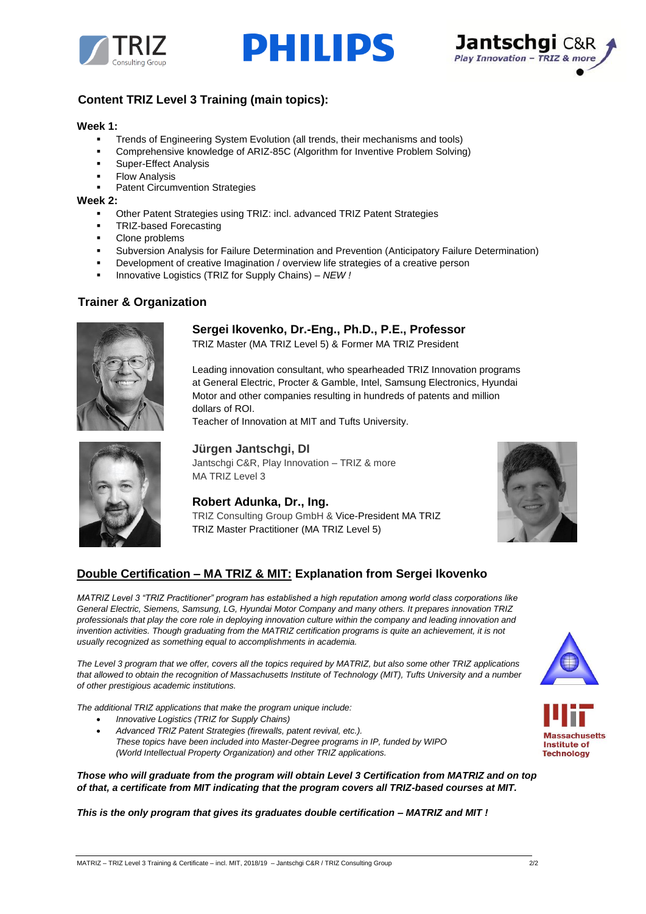## Content TRIZ Level 3 Training (main topics):

**Week 1:**

- Trends of Engineering System Evolution (all trends, their mechanisms and tools)
- Comprehensive knowledge of ARIZ-85C (Algorithm for Inventive Problem Solving)
- Super-Effect Analysis
- Flow Analysis
- Patent Circumvention Strategies

**Week 2:**

- Other Patent Strategies using TRIZ: incl. advanced TRIZ Patent Strategies
- TRIZ-based Forecasting
- Clone problems
- Subversion Analysis for Failure Determination and Prevention (Anticipatory Failure Determination)
- Development of creative Imagination / overview life strategies of a creative person
- Innovative Logistics (TRIZ for Supply Chains) – *NEW !*

## Trainer & Organization

### Sergei Ikovenko, Dr.-Eng., Ph.D., P.E., Professor

TRIZ Master (MA TRIZ Level 5) & Former MA TRIZ President

Leading innovation consultant, who spearheaded TRIZ Innovation programs at General Electric, Procter & Gamble, Intel, Samsung Electronics, Hyundai Motor and other companies resulting in hundreds of patents and million dollars of ROI.
Teacher of Innovation at MIT and Tufts University.

### Jürgen Jantschgi, DI

Jantschgi C&R, Play Innovation – TRIZ & more
MA TRIZ Level 3

### Robert Adunka, Dr., Ing.

TRIZ Consulting Group GmbH & Vice-President MA TRIZ
TRIZ Master Practitioner (MA TRIZ Level 5)

## <u>Double Certification – MA TRIZ & MIT:</u> Explanation from Sergei Ikovenko

*MATRIZ Level 3 "TRIZ Practitioner" program has established a high reputation among world class corporations like General Electric, Siemens, Samsung, LG, Hyundai Motor Company and many others. It prepares innovation TRIZ professionals that play the core role in deploying innovation culture within the company and leading innovation and invention activities. Though graduating from the MATRIZ certification programs is quite an achievement, it is not usually recognized as something equal to accomplishments in academia.*

*The Level 3 program that we offer, covers all the topics required by MATRIZ, but also some other TRIZ applications that allowed to obtain the recognition of Massachusetts Institute of Technology (MIT), Tufts University and a number of other prestigious academic institutions.*

*The additional TRIZ applications that make the program unique include:*

- *Innovative Logistics (TRIZ for Supply Chains)*
- *Advanced TRIZ Patent Strategies (firewalls, patent revival, etc.).*
  *These topics have been included into Master-Degree programs in IP, funded by WIPO (World Intellectual Property Organization) and other TRIZ applications.*

***Those who will graduate from the program will obtain Level 3 Certification from MATRIZ and on top of that, a certificate from MIT indicating that the program covers all TRIZ-based courses at MIT.***

***This is the only program that gives its graduates double certification – MATRIZ and MIT !***